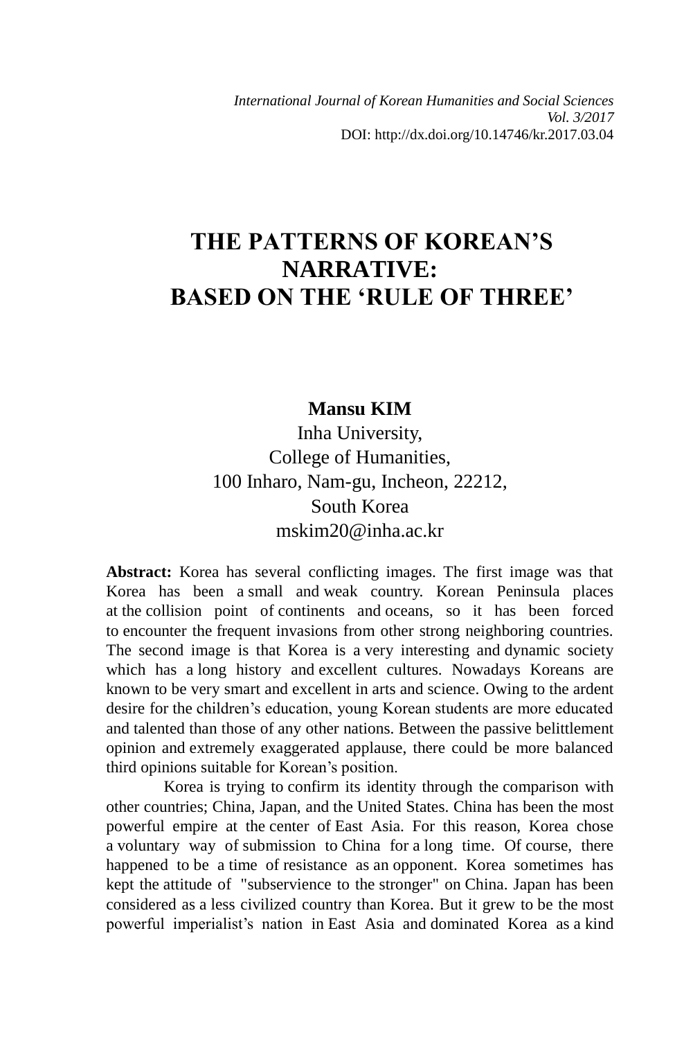*International Journal of Korean Humanities and Social Sciences*
*Vol. 3/2017*
DOI: http://dx.doi.org/10.14746/kr.2017.03.04

# THE PATTERNS OF KOREAN'S NARRATIVE: BASED ON THE 'RULE OF THREE'

**Mansu KIM**

Inha University,
College of Humanities,
100 Inharo, Nam-gu, Incheon, 22212,
South Korea
mskim20@inha.ac.kr

**Abstract:** Korea has several conflicting images. The first image was that Korea has been a small and weak country. Korean Peninsula places at the collision point of continents and oceans, so it has been forced to encounter the frequent invasions from other strong neighboring countries. The second image is that Korea is a very interesting and dynamic society which has a long history and excellent cultures. Nowadays Koreans are known to be very smart and excellent in arts and science. Owing to the ardent desire for the children's education, young Korean students are more educated and talented than those of any other nations. Between the passive belittlement opinion and extremely exaggerated applause, there could be more balanced third opinions suitable for Korean's position.

Korea is trying to confirm its identity through the comparison with other countries; China, Japan, and the United States. China has been the most powerful empire at the center of East Asia. For this reason, Korea chose a voluntary way of submission to China for a long time. Of course, there happened to be a time of resistance as an opponent. Korea sometimes has kept the attitude of "subservience to the stronger" on China. Japan has been considered as a less civilized country than Korea. But it grew to be the most powerful imperialist's nation in East Asia and dominated Korea as a kind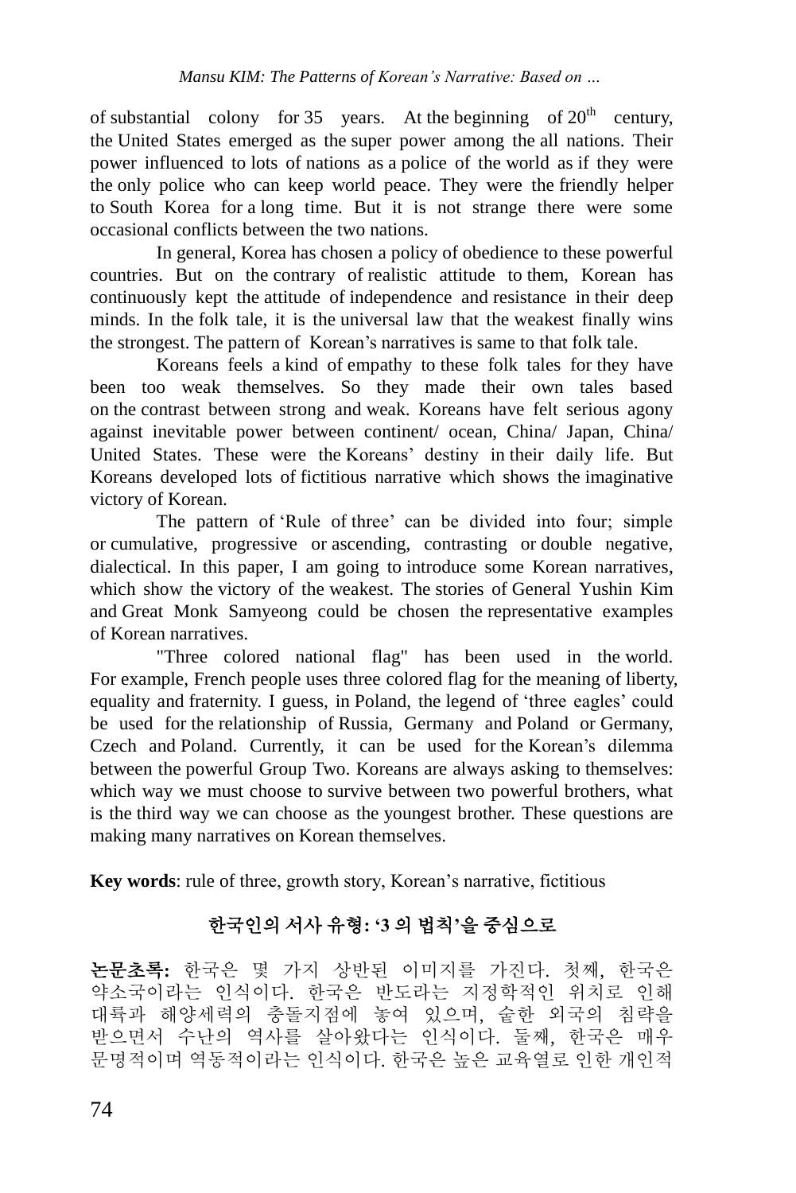of substantial colony for 35 years. At the beginning of 20th century, the United States emerged as the super power among the all nations. Their power influenced to lots of nations as a police of the world as if they were the only police who can keep world peace. They were the friendly helper to South Korea for a long time. But it is not strange there were some occasional conflicts between the two nations.

In general, Korea has chosen a policy of obedience to these powerful countries. But on the contrary of realistic attitude to them, Korean has continuously kept the attitude of independence and resistance in their deep minds. In the folk tale, it is the universal law that the weakest finally wins the strongest. The pattern of Korean's narratives is same to that folk tale.

Koreans feels a kind of empathy to these folk tales for they have been too weak themselves. So they made their own tales based on the contrast between strong and weak. Koreans have felt serious agony against inevitable power between continent/ ocean, China/ Japan, China/ United States. These were the Koreans' destiny in their daily life. But Koreans developed lots of fictitious narrative which shows the imaginative victory of Korean.

The pattern of 'Rule of three' can be divided into four; simple or cumulative, progressive or ascending, contrasting or double negative, dialectical. In this paper, I am going to introduce some Korean narratives, which show the victory of the weakest. The stories of General Yushin Kim and Great Monk Samyeong could be chosen the representative examples of Korean narratives.

"Three colored national flag" has been used in the world. For example, French people uses three colored flag for the meaning of liberty, equality and fraternity. I guess, in Poland, the legend of 'three eagles' could be used for the relationship of Russia, Germany and Poland or Germany, Czech and Poland. Currently, it can be used for the Korean's dilemma between the powerful Group Two. Koreans are always asking to themselves: which way we must choose to survive between two powerful brothers, what is the third way we can choose as the youngest brother. These questions are making many narratives on Korean themselves.

**Key words**: rule of three, growth story, Korean's narrative, fictitious

## 한국인의 서사 유형: '3 의 법칙'을 중심으로

**논문초록:** 한국은 몇 가지 상반된 이미지를 가진다. 첫째, 한국은 약소국이라는 인식이다. 한국은 반도라는 지정학적인 위치로 인해 대륙과 해양세력의 충돌지점에 놓여 있으며, 숱한 외국의 침략을 받으면서 수난의 역사를 살아왔다는 인식이다. 둘째, 한국은 매우 문명적이며 역동적이라는 인식이다. 한국은 높은 교육열로 인한 개인적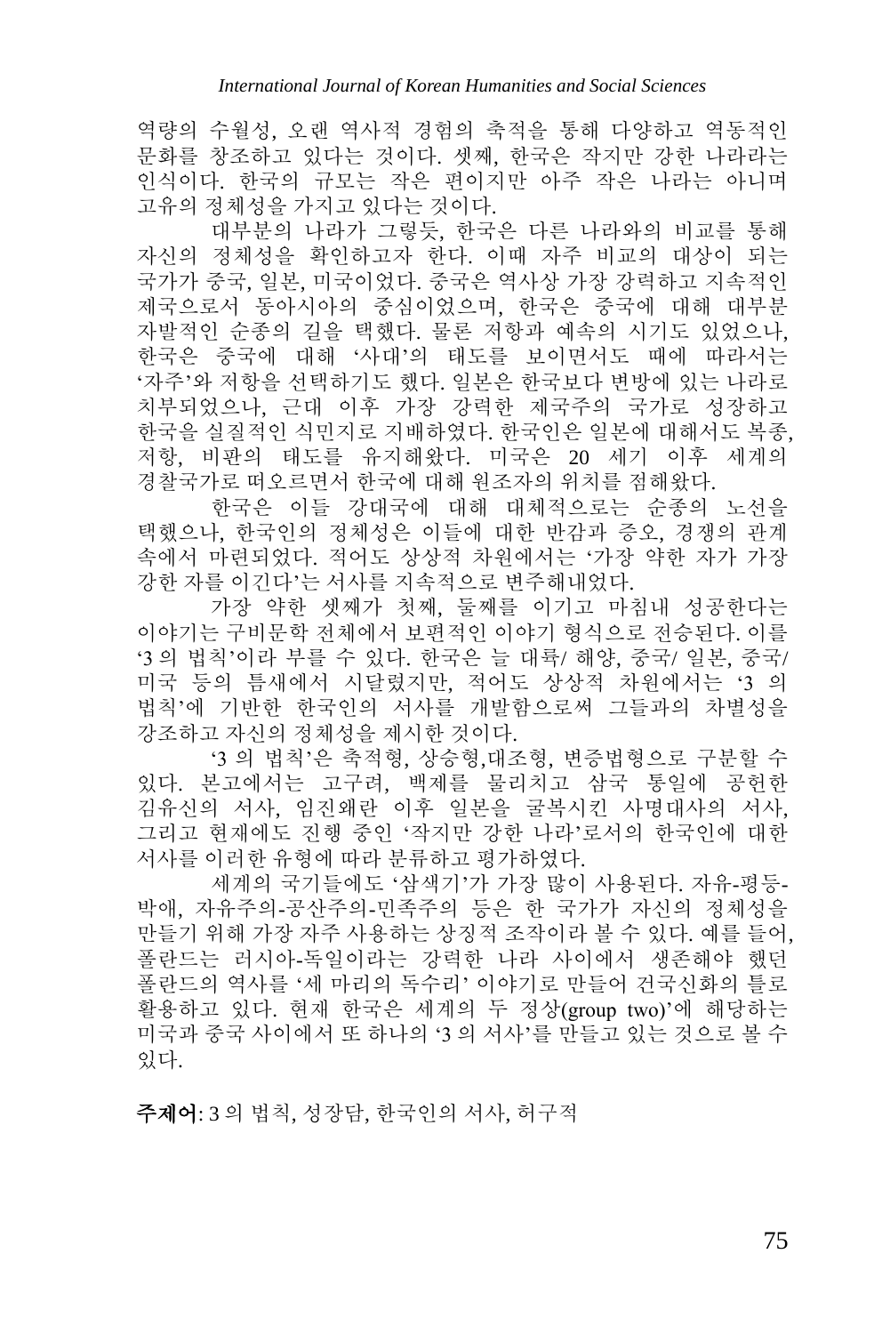역량의 수월성, 오랜 역사적 경험의 축적을 통해 다양하고 역동적인 문화를 창조하고 있다는 것이다. 셋째, 한국은 작지만 강한 나라라는 인식이다. 한국의 규모는 작은 편이지만 아주 작은 나라는 아니며 고유의 정체성을 가지고 있다는 것이다.

대부분의 나라가 그렇듯, 한국은 다른 나라와의 비교를 통해 자신의 정체성을 확인하고자 한다. 이때 자주 비교의 대상이 되는 국가가 중국, 일본, 미국이었다. 중국은 역사상 가장 강력하고 지속적인 제국으로서 동아시아의 중심이었으며, 한국은 중국에 대해 대부분 자발적인 순종의 길을 택했다. 물론 저항과 예속의 시기도 있었으나, 한국은 중국에 대해 '사대'의 태도를 보이면서도 때에 따라서는 '자주'와 저항을 선택하기도 했다. 일본은 한국보다 변방에 있는 나라로 치부되었으나, 근대 이후 가장 강력한 제국주의 국가로 성장하고 한국을 실질적인 식민지로 지배하였다. 한국인은 일본에 대해서도 복종, 저항, 비판의 태도를 유지해왔다. 미국은 20 세기 이후 세계의 경찰국가로 떠오르면서 한국에 대해 원조자의 위치를 점해왔다.

한국은 이들 강대국에 대해 대체적으로는 순종의 노선을 택했으나, 한국인의 정체성은 이들에 대한 반감과 증오, 경쟁의 관계 속에서 마련되었다. 적어도 상상적 차원에서는 '가장 약한 자가 가장 강한 자를 이긴다'는 서사를 지속적으로 변주해내었다.

가장 약한 셋째가 첫째, 둘째를 이기고 마침내 성공한다는 이야기는 구비문학 전체에서 보편적인 이야기 형식으로 전승된다. 이를 '3 의 법칙'이라 부를 수 있다. 한국은 늘 대륙/ 해양, 중국/ 일본, 중국/ 미국 등의 틈새에서 시달렸지만, 적어도 상상적 차원에서는 '3 의 법칙'에 기반한 한국인의 서사를 개발함으로써 그들과의 차별성을 강조하고 자신의 정체성을 제시한 것이다.

'3 의 법칙'은 축적형, 상승형,대조형, 변증법형으로 구분할 수 있다. 본고에서는 고구려, 백제를 물리치고 삼국 통일에 공헌한 김유신의 서사, 임진왜란 이후 일본을 굴복시킨 사명대사의 서사, 그리고 현재에도 진행 중인 '작지만 강한 나라'로서의 한국인에 대한 서사를 이러한 유형에 따라 분류하고 평가하였다.

세계의 국기들에도 '삼색기'가 가장 많이 사용된다. 자유-평등-박애, 자유주의-공산주의-민족주의 등은 한 국가가 자신의 정체성을 만들기 위해 가장 자주 사용하는 상징적 조작이라 볼 수 있다. 예를 들어, 폴란드는 러시아-독일이라는 강력한 나라 사이에서 생존해야 했던 폴란드의 역사를 '세 마리의 독수리' 이야기로 만들어 건국신화의 틀로 활용하고 있다. 현재 한국은 세계의 두 정상(group two)'에 해당하는 미국과 중국 사이에서 또 하나의 '3 의 서사'를 만들고 있는 것으로 볼 수 있다.

**주제어**: 3 의 법칙, 성장담, 한국인의 서사, 허구적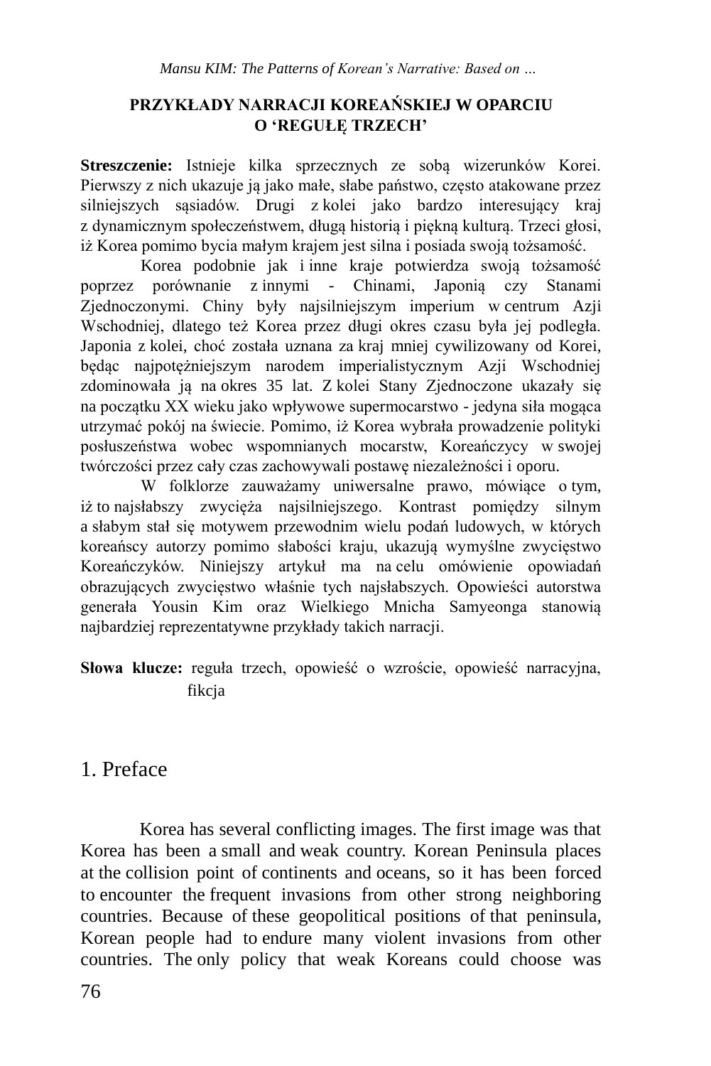## PRZYKŁADY NARRACJI KOREAŃSKIEJ W OPARCIU O 'REGUŁĘ TRZECH'

**Streszczenie:** Istnieje kilka sprzecznych ze sobą wizerunków Korei. Pierwszy z nich ukazuje ją jako małe, słabe państwo, często atakowane przez silniejszych sąsiadów. Drugi z kolei jako bardzo interesujący kraj z dynamicznym społeczeństwem, długą historią i piękną kulturą. Trzeci głosi, iż Korea pomimo bycia małym krajem jest silna i posiada swoją tożsamość.

Korea podobnie jak i inne kraje potwierdza swoją tożsamość poprzez porównanie z innymi - Chinami, Japonią czy Stanami Zjednoczonymi. Chiny były najsilniejszym imperium w centrum Azji Wschodniej, dlatego też Korea przez długi okres czasu była jej podległa. Japonia z kolei, choć została uznana za kraj mniej cywilizowany od Korei, będąc najpotężniejszym narodem imperialistycznym Azji Wschodniej zdominowała ją na okres 35 lat. Z kolei Stany Zjednoczone ukazały się na początku XX wieku jako wpływowe supermocarstwo - jedyna siła mogąca utrzymać pokój na świecie. Pomimo, iż Korea wybrała prowadzenie polityki posłuszeństwa wobec wspomnianych mocarstw, Koreańczycy w swojej twórczości przez cały czas zachowywali postawę niezależności i oporu.

W folklorze zauważamy uniwersalne prawo, mówiące o tym, iż to najsłabszy zwycięża najsilniejszego. Kontrast pomiędzy silnym a słabym stał się motywem przewodnim wielu podań ludowych, w których koreańscy autorzy pomimo słabości kraju, ukazują wymyślne zwycięstwo Koreańczyków. Niniejszy artykuł ma na celu omówienie opowiadań obrazujących zwycięstwo właśnie tych najsłabszych. Opowieści autorstwa generała Yousin Kim oraz Wielkiego Mnicha Samyeonga stanowią najbardziej reprezentatywne przykłady takich narracji.

**Słowa klucze:** reguła trzech, opowieść o wzroście, opowieść narracyjna, fikcja

## 1. Preface

Korea has several conflicting images. The first image was that Korea has been a small and weak country. Korean Peninsula places at the collision point of continents and oceans, so it has been forced to encounter the frequent invasions from other strong neighboring countries. Because of these geopolitical positions of that peninsula, Korean people had to endure many violent invasions from other countries. The only policy that weak Koreans could choose was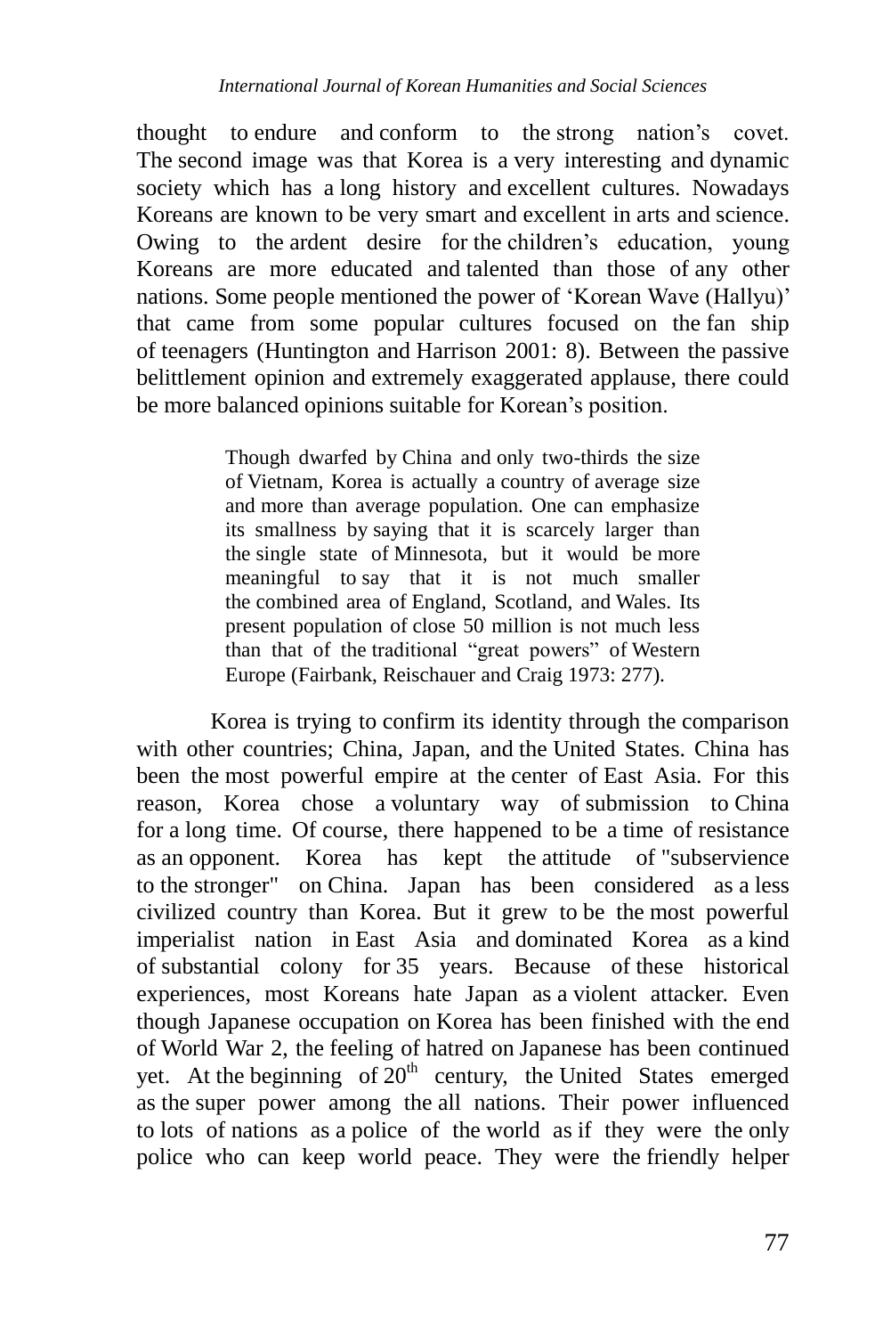thought to endure and conform to the strong nation's covet. The second image was that Korea is a very interesting and dynamic society which has a long history and excellent cultures. Nowadays Koreans are known to be very smart and excellent in arts and science. Owing to the ardent desire for the children's education, young Koreans are more educated and talented than those of any other nations. Some people mentioned the power of 'Korean Wave (Hallyu)' that came from some popular cultures focused on the fan ship of teenagers (Huntington and Harrison 2001: 8). Between the passive belittlement opinion and extremely exaggerated applause, there could be more balanced opinions suitable for Korean's position.

> Though dwarfed by China and only two-thirds the size of Vietnam, Korea is actually a country of average size and more than average population. One can emphasize its smallness by saying that it is scarcely larger than the single state of Minnesota, but it would be more meaningful to say that it is not much smaller the combined area of England, Scotland, and Wales. Its present population of close 50 million is not much less than that of the traditional "great powers" of Western Europe (Fairbank, Reischauer and Craig 1973: 277).

Korea is trying to confirm its identity through the comparison with other countries; China, Japan, and the United States. China has been the most powerful empire at the center of East Asia. For this reason, Korea chose a voluntary way of submission to China for a long time. Of course, there happened to be a time of resistance as an opponent. Korea has kept the attitude of "subservience to the stronger" on China. Japan has been considered as a less civilized country than Korea. But it grew to be the most powerful imperialist nation in East Asia and dominated Korea as a kind of substantial colony for 35 years. Because of these historical experiences, most Koreans hate Japan as a violent attacker. Even though Japanese occupation on Korea has been finished with the end of World War 2, the feeling of hatred on Japanese has been continued yet. At the beginning of 20th century, the United States emerged as the super power among the all nations. Their power influenced to lots of nations as a police of the world as if they were the only police who can keep world peace. They were the friendly helper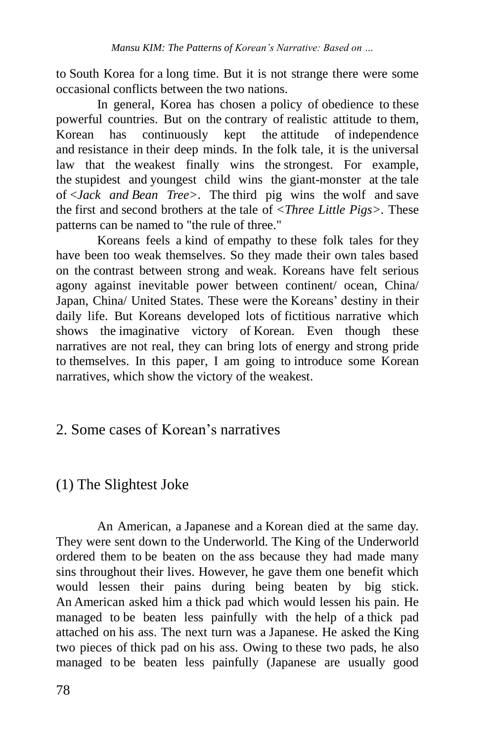to South Korea for a long time. But it is not strange there were some occasional conflicts between the two nations.

In general, Korea has chosen a policy of obedience to these powerful countries. But on the contrary of realistic attitude to them, Korean has continuously kept the attitude of independence and resistance in their deep minds. In the folk tale, it is the universal law that the weakest finally wins the strongest. For example, the stupidest and youngest child wins the giant-monster at the tale of <*Jack and Bean Tree*>. The third pig wins the wolf and save the first and second brothers at the tale of <*Three Little Pigs*>. These patterns can be named to "the rule of three."

Koreans feels a kind of empathy to these folk tales for they have been too weak themselves. So they made their own tales based on the contrast between strong and weak. Koreans have felt serious agony against inevitable power between continent/ ocean, China/ Japan, China/ United States. These were the Koreans' destiny in their daily life. But Koreans developed lots of fictitious narrative which shows the imaginative victory of Korean. Even though these narratives are not real, they can bring lots of energy and strong pride to themselves. In this paper, I am going to introduce some Korean narratives, which show the victory of the weakest.

## 2. Some cases of Korean's narratives

### (1) The Slightest Joke

An American, a Japanese and a Korean died at the same day. They were sent down to the Underworld. The King of the Underworld ordered them to be beaten on the ass because they had made many sins throughout their lives. However, he gave them one benefit which would lessen their pains during being beaten by big stick. An American asked him a thick pad which would lessen his pain. He managed to be beaten less painfully with the help of a thick pad attached on his ass. The next turn was a Japanese. He asked the King two pieces of thick pad on his ass. Owing to these two pads, he also managed to be beaten less painfully (Japanese are usually good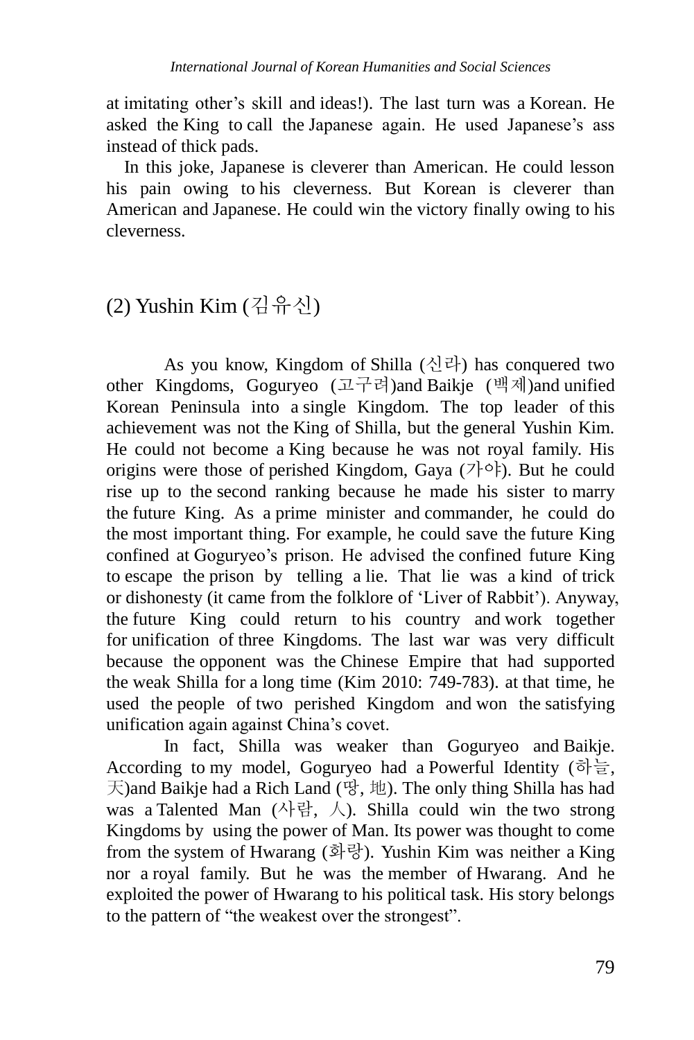at imitating other's skill and ideas!). The last turn was a Korean. He asked the King to call the Japanese again. He used Japanese's ass instead of thick pads.

In this joke, Japanese is cleverer than American. He could lesson his pain owing to his cleverness. But Korean is cleverer than American and Japanese. He could win the victory finally owing to his cleverness.

## (2) Yushin Kim (김유신)

As you know, Kingdom of Shilla (신라) has conquered two other Kingdoms, Goguryeo (고구려)and Baikje (백제)and unified Korean Peninsula into a single Kingdom. The top leader of this achievement was not the King of Shilla, but the general Yushin Kim. He could not become a King because he was not royal family. His origins were those of perished Kingdom, Gaya (가야). But he could rise up to the second ranking because he made his sister to marry the future King. As a prime minister and commander, he could do the most important thing. For example, he could save the future King confined at Goguryeo's prison. He advised the confined future King to escape the prison by telling a lie. That lie was a kind of trick or dishonesty (it came from the folklore of 'Liver of Rabbit'). Anyway, the future King could return to his country and work together for unification of three Kingdoms. The last war was very difficult because the opponent was the Chinese Empire that had supported the weak Shilla for a long time (Kim 2010: 749-783). at that time, he used the people of two perished Kingdom and won the satisfying unification again against China's covet.

In fact, Shilla was weaker than Goguryeo and Baikje. According to my model, Goguryeo had a Powerful Identity (하늘, 天)and Baikje had a Rich Land (땅, 地). The only thing Shilla has had was a Talented Man (사람, 人). Shilla could win the two strong Kingdoms by using the power of Man. Its power was thought to come from the system of Hwarang (화랑). Yushin Kim was neither a King nor a royal family. But he was the member of Hwarang. And he exploited the power of Hwarang to his political task. His story belongs to the pattern of "the weakest over the strongest".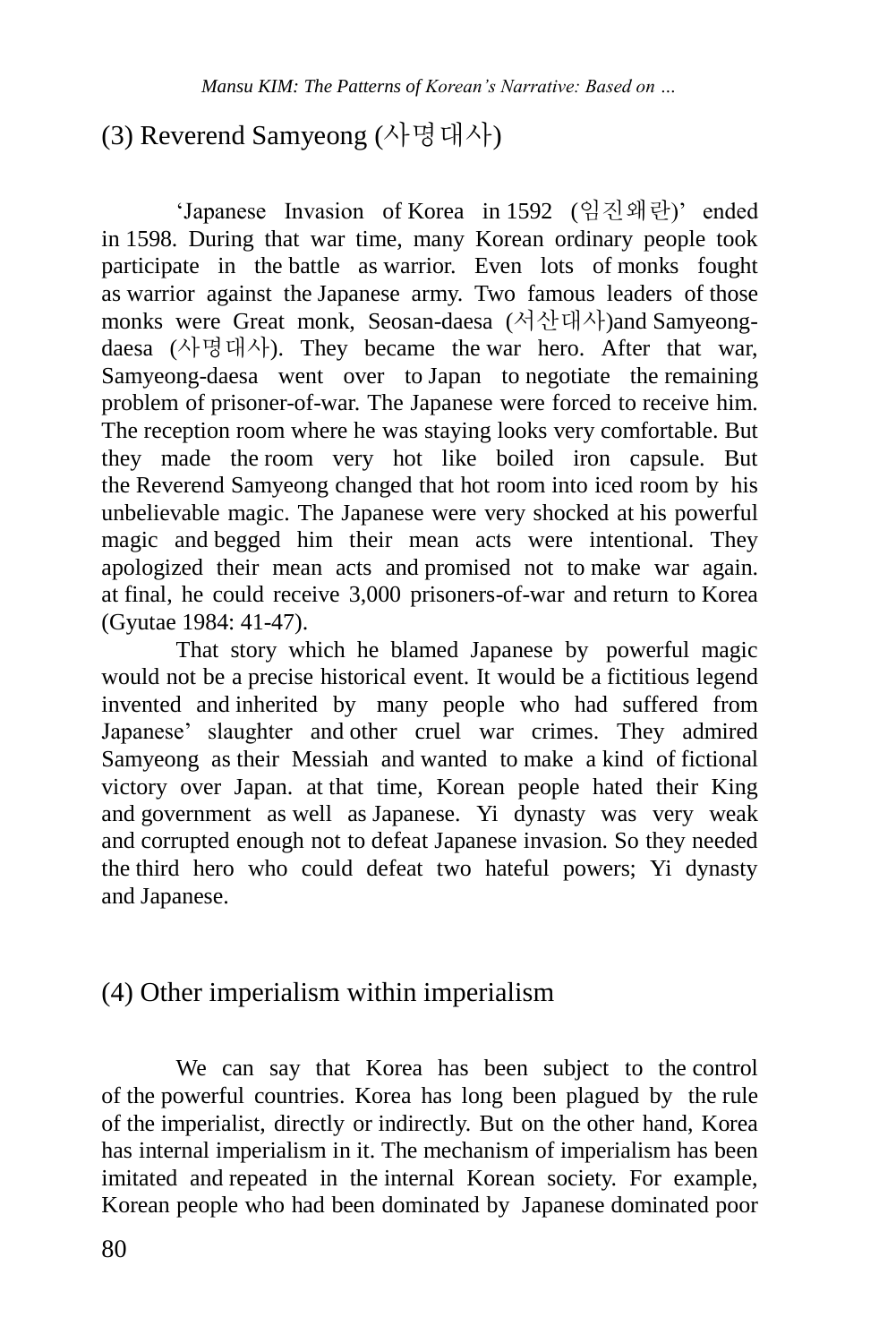### (3) Reverend Samyeong (사명대사)

'Japanese Invasion of Korea in 1592 (임진왜란)' ended in 1598. During that war time, many Korean ordinary people took participate in the battle as warrior. Even lots of monks fought as warrior against the Japanese army. Two famous leaders of those monks were Great monk, Seosan-daesa (서산대사)and Samyeong-daesa (사명대사). They became the war hero. After that war, Samyeong-daesa went over to Japan to negotiate the remaining problem of prisoner-of-war. The Japanese were forced to receive him. The reception room where he was staying looks very comfortable. But they made the room very hot like boiled iron capsule. But the Reverend Samyeong changed that hot room into iced room by his unbelievable magic. The Japanese were very shocked at his powerful magic and begged him their mean acts were intentional. They apologized their mean acts and promised not to make war again. at final, he could receive 3,000 prisoners-of-war and return to Korea (Gyutae 1984: 41-47).

That story which he blamed Japanese by powerful magic would not be a precise historical event. It would be a fictitious legend invented and inherited by many people who had suffered from Japanese' slaughter and other cruel war crimes. They admired Samyeong as their Messiah and wanted to make a kind of fictional victory over Japan. at that time, Korean people hated their King and government as well as Japanese. Yi dynasty was very weak and corrupted enough not to defeat Japanese invasion. So they needed the third hero who could defeat two hateful powers; Yi dynasty and Japanese.

### (4) Other imperialism within imperialism

We can say that Korea has been subject to the control of the powerful countries. Korea has long been plagued by the rule of the imperialist, directly or indirectly. But on the other hand, Korea has internal imperialism in it. The mechanism of imperialism has been imitated and repeated in the internal Korean society. For example, Korean people who had been dominated by Japanese dominated poor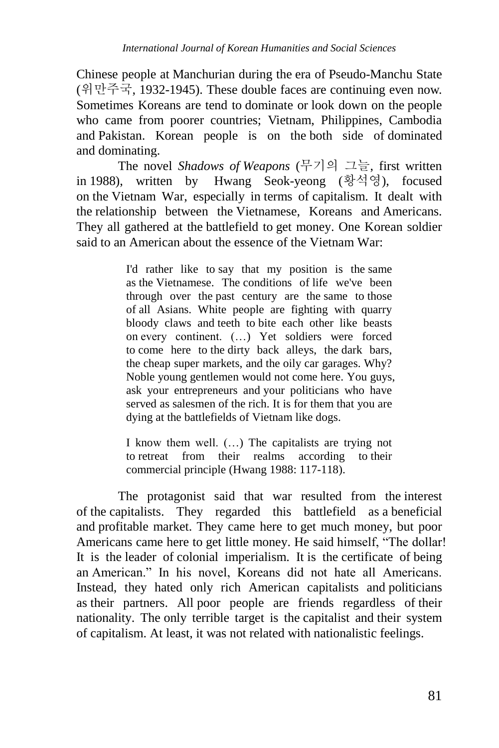Chinese people at Manchurian during the era of Pseudo-Manchu State (위만주국, 1932-1945). These double faces are continuing even now. Sometimes Koreans are tend to dominate or look down on the people who came from poorer countries; Vietnam, Philippines, Cambodia and Pakistan. Korean people is on the both side of dominated and dominating.

The novel *Shadows of Weapons* (무기의 그늘, first written in 1988), written by Hwang Seok-yeong (황석영), focused on the Vietnam War, especially in terms of capitalism. It dealt with the relationship between the Vietnamese, Koreans and Americans. They all gathered at the battlefield to get money. One Korean soldier said to an American about the essence of the Vietnam War:

> I'd rather like to say that my position is the same as the Vietnamese. The conditions of life we've been through over the past century are the same to those of all Asians. White people are fighting with quarry bloody claws and teeth to bite each other like beasts on every continent. (…) Yet soldiers were forced to come here to the dirty back alleys, the dark bars, the cheap super markets, and the oily car garages. Why? Noble young gentlemen would not come here. You guys, ask your entrepreneurs and your politicians who have served as salesmen of the rich. It is for them that you are dying at the battlefields of Vietnam like dogs.
>
> I know them well. (…) The capitalists are trying not to retreat from their realms according to their commercial principle (Hwang 1988: 117-118).

The protagonist said that war resulted from the interest of the capitalists. They regarded this battlefield as a beneficial and profitable market. They came here to get much money, but poor Americans came here to get little money. He said himself, "The dollar! It is the leader of colonial imperialism. It is the certificate of being an American." In his novel, Koreans did not hate all Americans. Instead, they hated only rich American capitalists and politicians as their partners. All poor people are friends regardless of their nationality. The only terrible target is the capitalist and their system of capitalism. At least, it was not related with nationalistic feelings.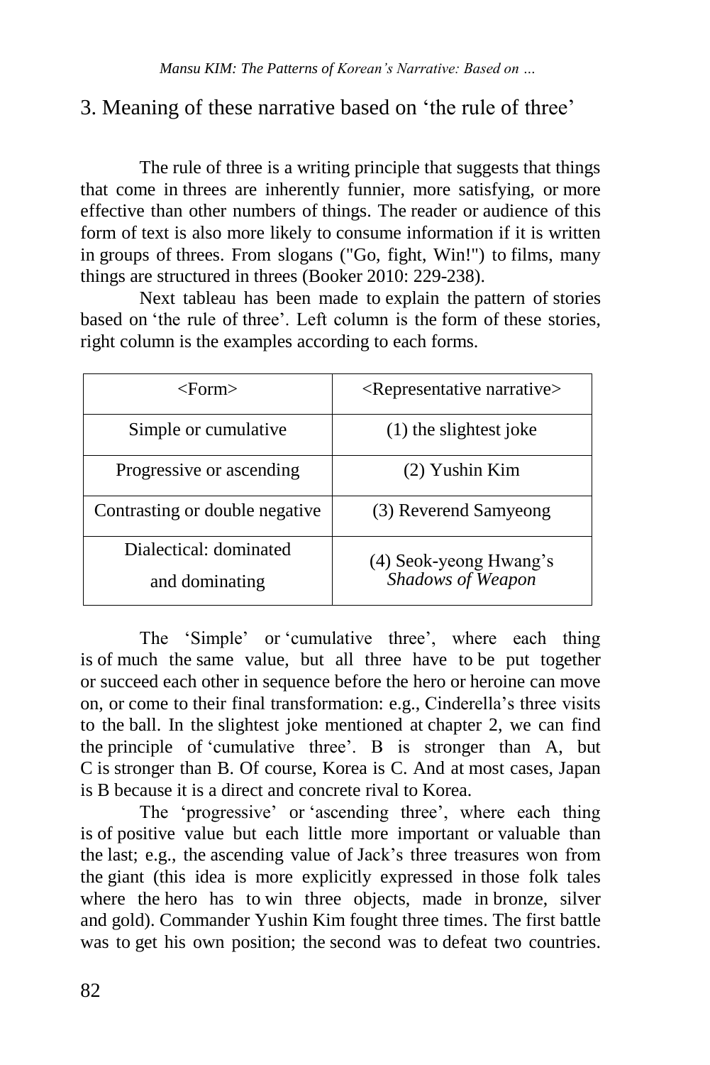## 3. Meaning of these narrative based on 'the rule of three'

The rule of three is a writing principle that suggests that things that come in threes are inherently funnier, more satisfying, or more effective than other numbers of things. The reader or audience of this form of text is also more likely to consume information if it is written in groups of threes. From slogans ("Go, fight, Win!") to films, many things are structured in threes (Booker 2010: 229-238).

Next tableau has been made to explain the pattern of stories based on 'the rule of three'. Left column is the form of these stories, right column is the examples according to each forms.

| <Form> | <Representative narrative> |
|---|---|
| Simple or cumulative | (1) the slightest joke |
| Progressive or ascending | (2) Yushin Kim |
| Contrasting or double negative | (3) Reverend Samyeong |
| Dialectical: dominated and dominating | (4) Seok-yeong Hwang's *Shadows of Weapon* |

The 'Simple' or 'cumulative three', where each thing is of much the same value, but all three have to be put together or succeed each other in sequence before the hero or heroine can move on, or come to their final transformation: e.g., Cinderella's three visits to the ball. In the slightest joke mentioned at chapter 2, we can find the principle of 'cumulative three'. B is stronger than A, but C is stronger than B. Of course, Korea is C. And at most cases, Japan is B because it is a direct and concrete rival to Korea.

The 'progressive' or 'ascending three', where each thing is of positive value but each little more important or valuable than the last; e.g., the ascending value of Jack's three treasures won from the giant (this idea is more explicitly expressed in those folk tales where the hero has to win three objects, made in bronze, silver and gold). Commander Yushin Kim fought three times. The first battle was to get his own position; the second was to defeat two countries.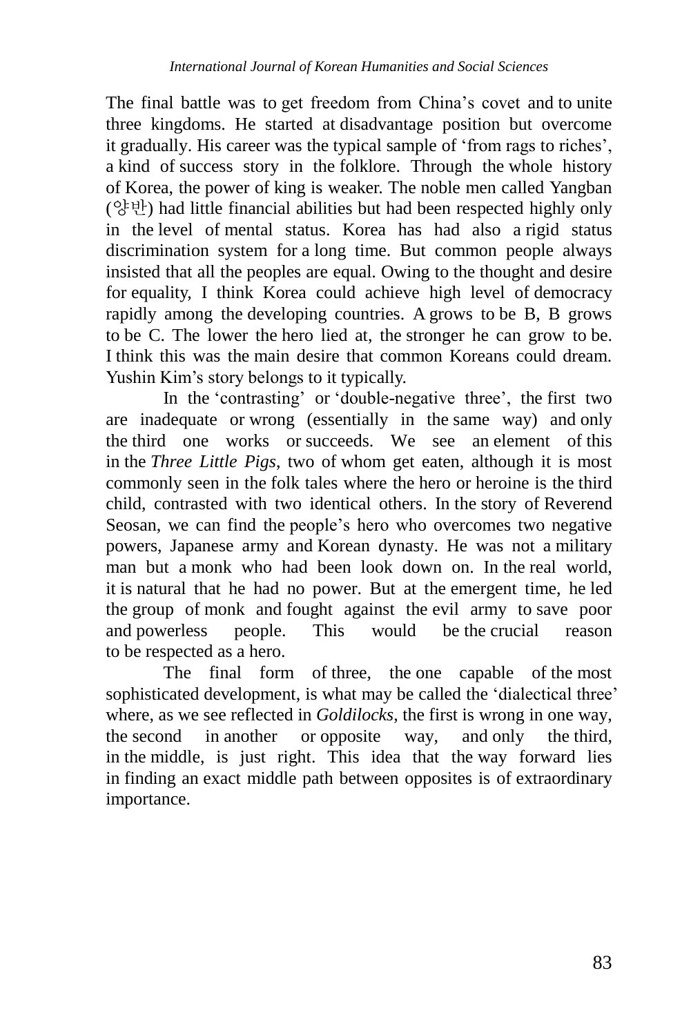The final battle was to get freedom from China's covet and to unite three kingdoms. He started at disadvantage position but overcome it gradually. His career was the typical sample of 'from rags to riches', a kind of success story in the folklore. Through the whole history of Korea, the power of king is weaker. The noble men called Yangban (양반) had little financial abilities but had been respected highly only in the level of mental status. Korea has had also a rigid status discrimination system for a long time. But common people always insisted that all the peoples are equal. Owing to the thought and desire for equality, I think Korea could achieve high level of democracy rapidly among the developing countries. A grows to be B, B grows to be C. The lower the hero lied at, the stronger he can grow to be. I think this was the main desire that common Koreans could dream. Yushin Kim's story belongs to it typically.

In the 'contrasting' or 'double-negative three', the first two are inadequate or wrong (essentially in the same way) and only the third one works or succeeds. We see an element of this in the *Three Little Pigs*, two of whom get eaten, although it is most commonly seen in the folk tales where the hero or heroine is the third child, contrasted with two identical others. In the story of Reverend Seosan, we can find the people's hero who overcomes two negative powers, Japanese army and Korean dynasty. He was not a military man but a monk who had been look down on. In the real world, it is natural that he had no power. But at the emergent time, he led the group of monk and fought against the evil army to save poor and powerless people. This would be the crucial reason to be respected as a hero.

The final form of three, the one capable of the most sophisticated development, is what may be called the 'dialectical three' where, as we see reflected in *Goldilocks*, the first is wrong in one way, the second in another or opposite way, and only the third, in the middle, is just right. This idea that the way forward lies in finding an exact middle path between opposites is of extraordinary importance.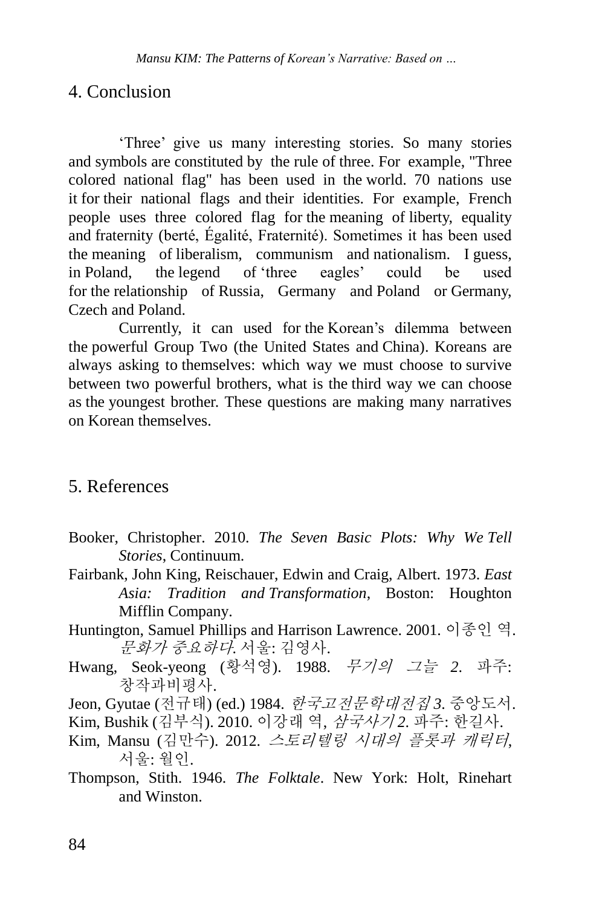## 4. Conclusion

'Three' give us many interesting stories. So many stories and symbols are constituted by the rule of three. For example, "Three colored national flag" has been used in the world. 70 nations use it for their national flags and their identities. For example, French people uses three colored flag for the meaning of liberty, equality and fraternity (berté, Égalité, Fraternité). Sometimes it has been used the meaning of liberalism, communism and nationalism. I guess, in Poland, the legend of 'three eagles' could be used for the relationship of Russia, Germany and Poland or Germany, Czech and Poland.

Currently, it can used for the Korean's dilemma between the powerful Group Two (the United States and China). Koreans are always asking to themselves: which way we must choose to survive between two powerful brothers, what is the third way we can choose as the youngest brother. These questions are making many narratives on Korean themselves.

## 5. References

Booker, Christopher. 2010. *The Seven Basic Plots: Why We Tell Stories*, Continuum.

Fairbank, John King, Reischauer, Edwin and Craig, Albert. 1973. *East Asia: Tradition and Transformation*, Boston: Houghton Mifflin Company.

Huntington, Samuel Phillips and Harrison Lawrence. 2001. 이종인 역. *문화가 중요하다*. 서울: 김영사.

Hwang, Seok-yeong (황석영). 1988. *무기의 그늘 2*. 파주: 창작과비평사.

Jeon, Gyutae (전규태) (ed.) 1984. *한국고전문학대전집 3*. 중앙도서.

Kim, Bushik (김부식). 2010. 이강래 역, *삼국사기 2*. 파주: 한길사.

Kim, Mansu (김만수). 2012. *스토리텔링 시대의 플롯과 캐릭터*, 서울: 월인.

Thompson, Stith. 1946. *The Folktale*. New York: Holt, Rinehart and Winston.